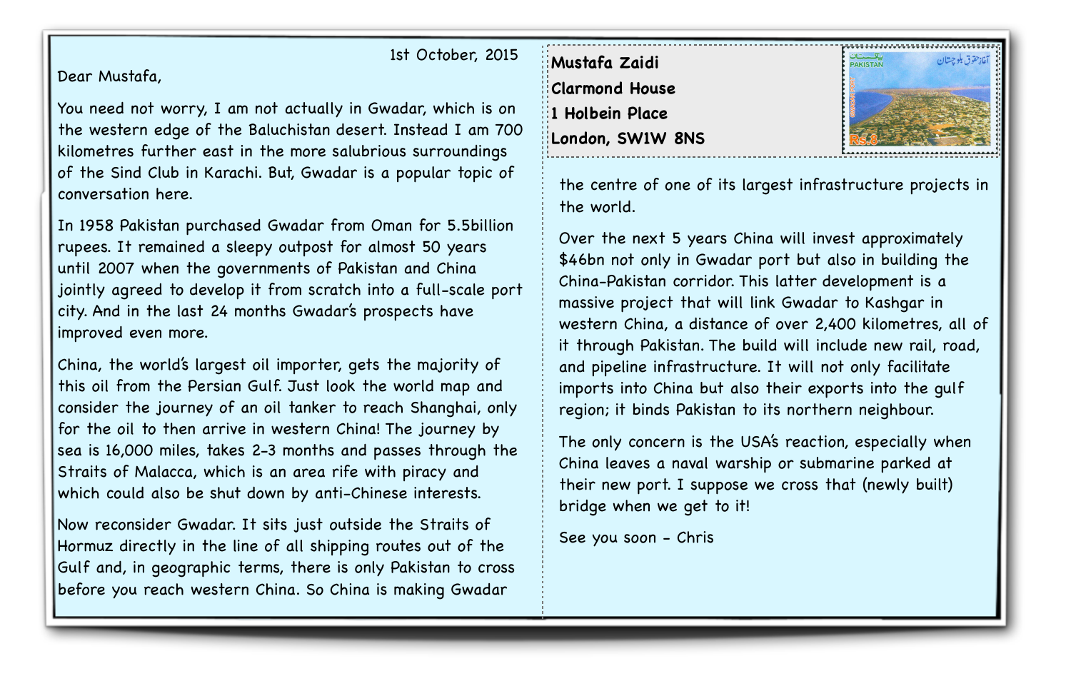1st October, 2015

Dear Mustafa,

You need not worry, I am not actually in Gwadar, which is on the western edge of the Baluchistan desert. Instead I am 700 kilometres further east in the more salubrious surroundings of the Sind Club in Karachi. But, Gwadar is a popular topic of conversation here.

In 1958 Pakistan purchased Gwadar from Oman for 5.5billion rupees. It remained a sleepy outpost for almost 50 years until 2007 when the governments of Pakistan and China jointly agreed to develop it from scratch into a full-scale port city. And in the last 24 months Gwadar's prospects have improved even more.

China, the world's largest oil importer, gets the majority of this oil from the Persian Gulf. Just look the world map and consider the journey of an oil tanker to reach Shanghai, only for the oil to then arrive in western China! The journey by sea is 16,000 miles, takes 2-3 months and passes through the Straits of Malacca, which is an area rife with piracy and which could also be shut down by anti-Chinese interests.

Now reconsider Gwadar. It sits just outside the Straits of Hormuz directly in the line of all shipping routes out of the Gulf and, in geographic terms, there is only Pakistan to cross before you reach western China. So China is making Gwadar the centre of one of its largest infrastructure projects in the world.

Over the next 5 years China will invest approximately $46bn not only in Gwadar port but also in building the China-Pakistan corridor. This latter development is a massive project that will link Gwadar to Kashgar in western China, a distance of over 2,400 kilometres, all of it through Pakistan. The build will include new rail, road, and pipeline infrastructure. It will not only facilitate imports into China but also their exports into the gulf region; it binds Pakistan to its northern neighbour.

The only concern is the USA's reaction, especially when China leaves a naval warship or submarine parked at their new port. I suppose we cross that (newly built) bridge when we get to it!

See you soon - Chris

**Mustafa Zaidi**
**Clarmond House**
**1 Holbein Place**
**London, SW1W 8NS**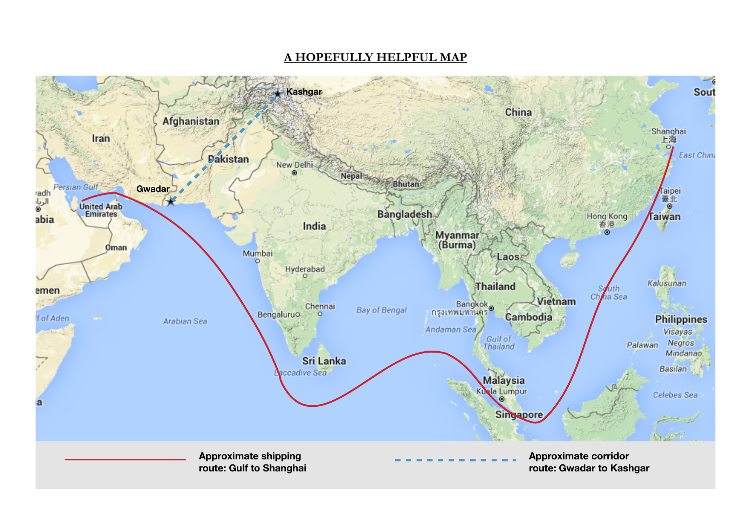# A HOPEFULLY HELPFUL MAP

Approximate shipping route: Gulf to Shanghai

Approximate corridor route: Gwadar to Kashgar